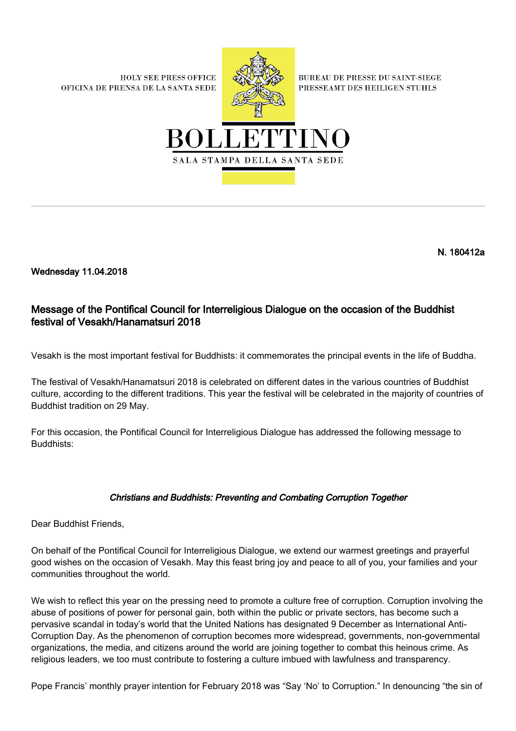HOLY SEE PRESS OFFICE
OFICINA DE PRENSA DE LA SANTA SEDE

BUREAU DE PRESSE DU SAINT-SIEGE
PRESSEAMT DES HEILIGEN STUHLS

# BOLLETTINO

SALA STAMPA DELLA SANTA SEDE

**N. 180412a**

**Wednesday 11.04.2018**

## Message of the Pontifical Council for Interreligious Dialogue on the occasion of the Buddhist festival of Vesakh/Hanamatsuri 2018

Vesakh is the most important festival for Buddhists: it commemorates the principal events in the life of Buddha.

The festival of Vesakh/Hanamatsuri 2018 is celebrated on different dates in the various countries of Buddhist culture, according to the different traditions. This year the festival will be celebrated in the majority of countries of Buddhist tradition on 29 May.

For this occasion, the Pontifical Council for Interreligious Dialogue has addressed the following message to Buddhists:

***Christians and Buddhists: Preventing and Combating Corruption Together***

Dear Buddhist Friends,

On behalf of the Pontifical Council for Interreligious Dialogue, we extend our warmest greetings and prayerful good wishes on the occasion of Vesakh. May this feast bring joy and peace to all of you, your families and your communities throughout the world.

We wish to reflect this year on the pressing need to promote a culture free of corruption. Corruption involving the abuse of positions of power for personal gain, both within the public or private sectors, has become such a pervasive scandal in today's world that the United Nations has designated 9 December as International Anti-Corruption Day. As the phenomenon of corruption becomes more widespread, governments, non-governmental organizations, the media, and citizens around the world are joining together to combat this heinous crime. As religious leaders, we too must contribute to fostering a culture imbued with lawfulness and transparency.

Pope Francis' monthly prayer intention for February 2018 was "Say 'No' to Corruption." In denouncing "the sin of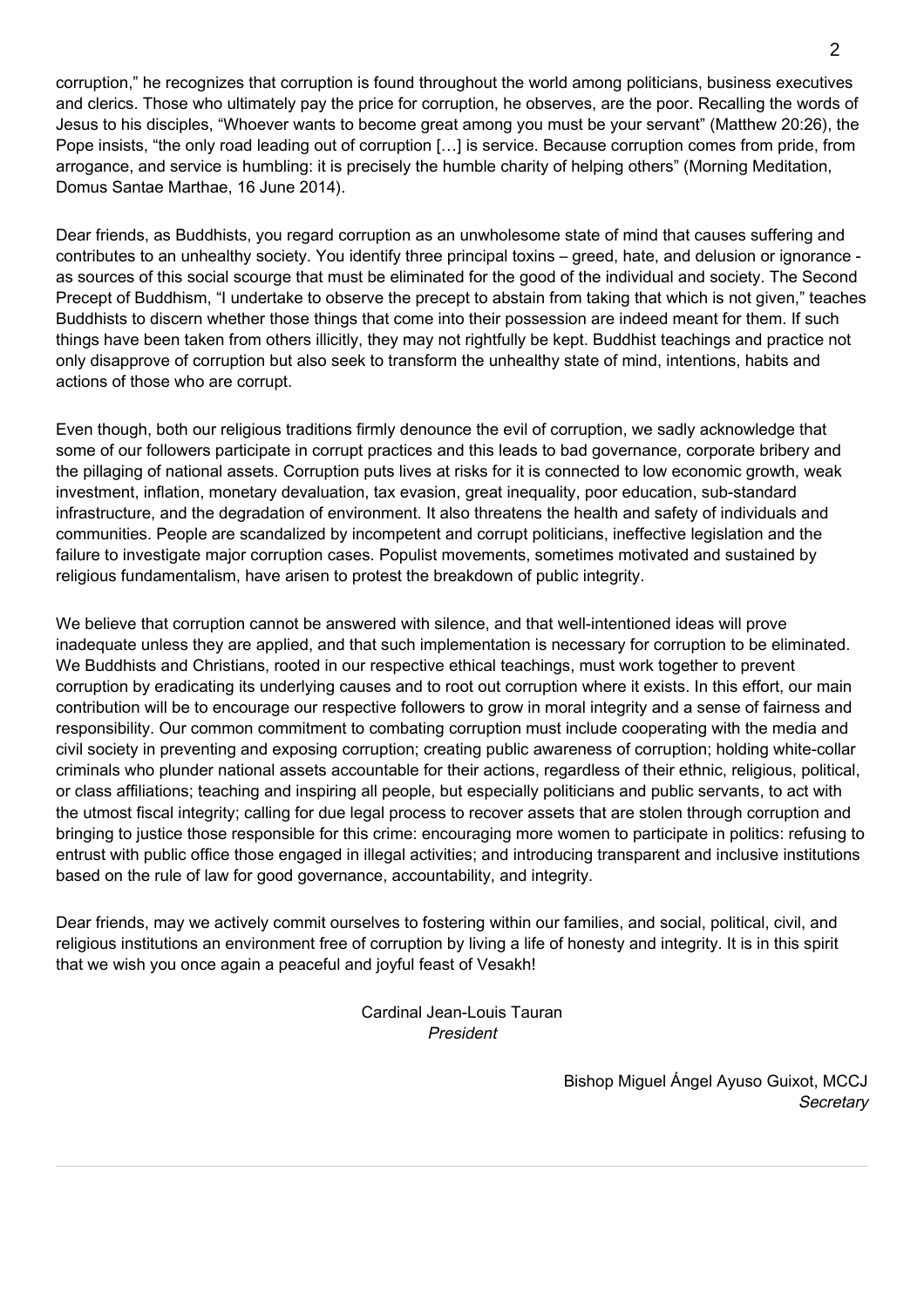corruption," he recognizes that corruption is found throughout the world among politicians, business executives and clerics. Those who ultimately pay the price for corruption, he observes, are the poor. Recalling the words of Jesus to his disciples, "Whoever wants to become great among you must be your servant" (Matthew 20:26), the Pope insists, "the only road leading out of corruption […] is service. Because corruption comes from pride, from arrogance, and service is humbling: it is precisely the humble charity of helping others" (Morning Meditation, Domus Santae Marthae, 16 June 2014).

Dear friends, as Buddhists, you regard corruption as an unwholesome state of mind that causes suffering and contributes to an unhealthy society. You identify three principal toxins – greed, hate, and delusion or ignorance - as sources of this social scourge that must be eliminated for the good of the individual and society. The Second Precept of Buddhism, "I undertake to observe the precept to abstain from taking that which is not given," teaches Buddhists to discern whether those things that come into their possession are indeed meant for them. If such things have been taken from others illicitly, they may not rightfully be kept. Buddhist teachings and practice not only disapprove of corruption but also seek to transform the unhealthy state of mind, intentions, habits and actions of those who are corrupt.

Even though, both our religious traditions firmly denounce the evil of corruption, we sadly acknowledge that some of our followers participate in corrupt practices and this leads to bad governance, corporate bribery and the pillaging of national assets. Corruption puts lives at risks for it is connected to low economic growth, weak investment, inflation, monetary devaluation, tax evasion, great inequality, poor education, sub-standard infrastructure, and the degradation of environment. It also threatens the health and safety of individuals and communities. People are scandalized by incompetent and corrupt politicians, ineffective legislation and the failure to investigate major corruption cases. Populist movements, sometimes motivated and sustained by religious fundamentalism, have arisen to protest the breakdown of public integrity.

We believe that corruption cannot be answered with silence, and that well-intentioned ideas will prove inadequate unless they are applied, and that such implementation is necessary for corruption to be eliminated. We Buddhists and Christians, rooted in our respective ethical teachings, must work together to prevent corruption by eradicating its underlying causes and to root out corruption where it exists. In this effort, our main contribution will be to encourage our respective followers to grow in moral integrity and a sense of fairness and responsibility. Our common commitment to combating corruption must include cooperating with the media and civil society in preventing and exposing corruption; creating public awareness of corruption; holding white-collar criminals who plunder national assets accountable for their actions, regardless of their ethnic, religious, political, or class affiliations; teaching and inspiring all people, but especially politicians and public servants, to act with the utmost fiscal integrity; calling for due legal process to recover assets that are stolen through corruption and bringing to justice those responsible for this crime: encouraging more women to participate in politics: refusing to entrust with public office those engaged in illegal activities; and introducing transparent and inclusive institutions based on the rule of law for good governance, accountability, and integrity.

Dear friends, may we actively commit ourselves to fostering within our families, and social, political, civil, and religious institutions an environment free of corruption by living a life of honesty and integrity. It is in this spirit that we wish you once again a peaceful and joyful feast of Vesakh!

Cardinal Jean-Louis Tauran
*President*

Bishop Miguel Ángel Ayuso Guixot, MCCJ
*Secretary*